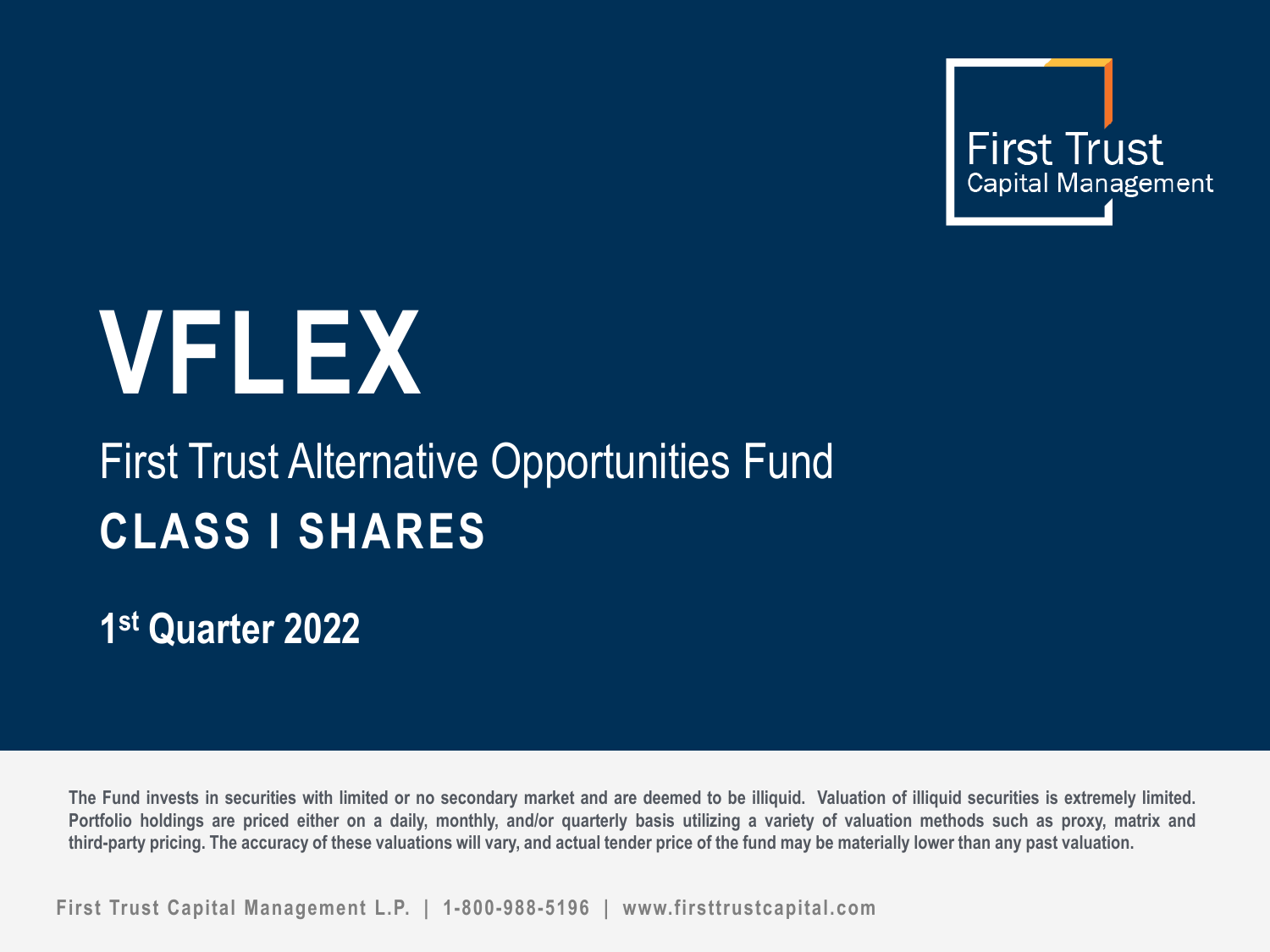First Trust
Capital Management

# VFLEX

## First Trust Alternative Opportunities Fund

## CLASS I SHARES

**1st Quarter 2022**

**The Fund invests in securities with limited or no secondary market and are deemed to be illiquid. Valuation of illiquid securities is extremely limited. Portfolio holdings are priced either on a daily, monthly, and/or quarterly basis utilizing a variety of valuation methods such as proxy, matrix and third-party pricing. The accuracy of these valuations will vary, and actual tender price of the fund may be materially lower than any past valuation.**

First Trust Capital Management L.P. | 1-800-988-5196 | www.firsttrustcapital.com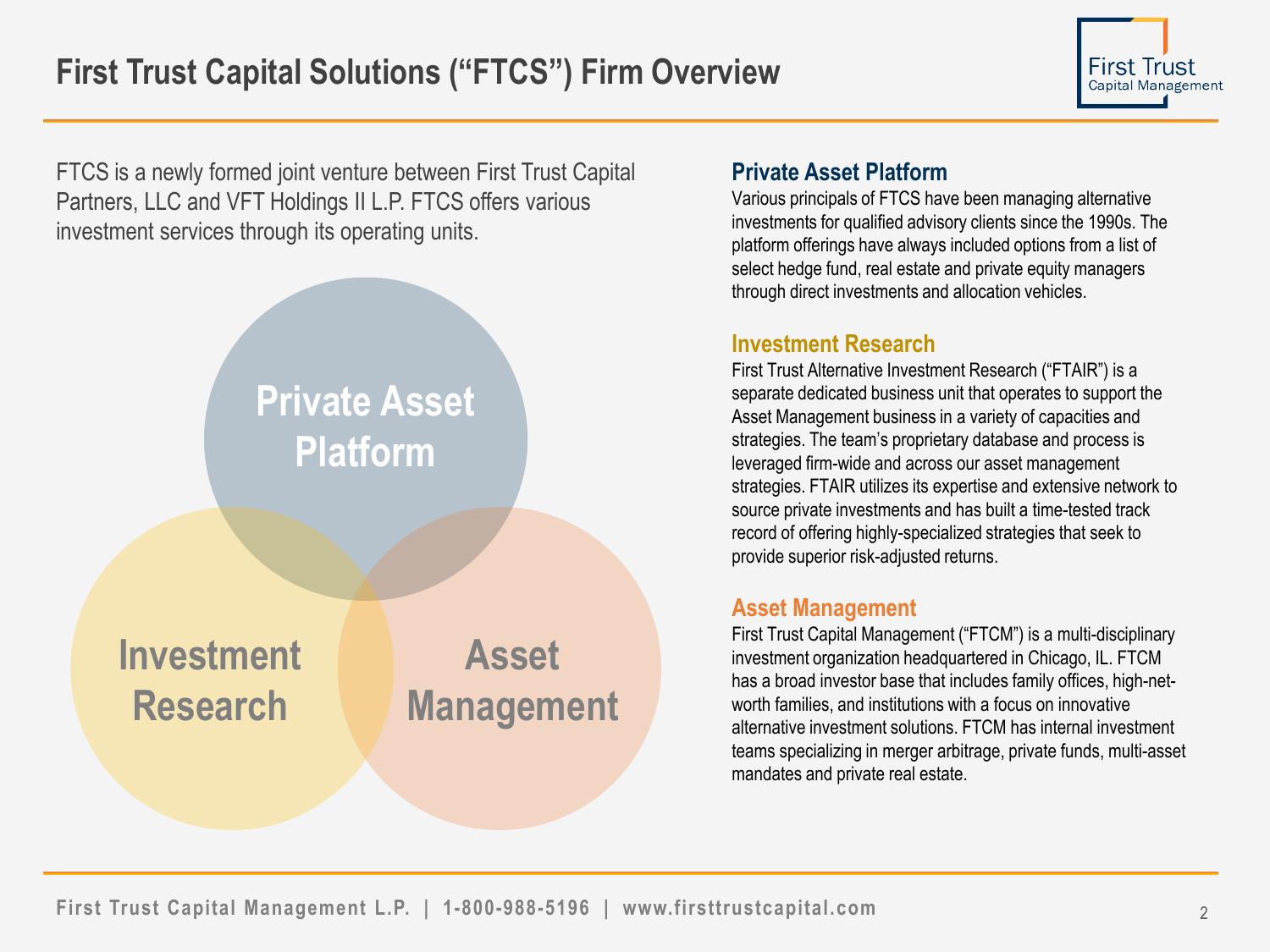# First Trust Capital Solutions (“FTCS”) Firm Overview

FTCS is a newly formed joint venture between First Trust Capital Partners, LLC and VFT Holdings II L.P. FTCS offers various investment services through its operating units.

Private Asset Platform

Investment Research

Asset Management

## Private Asset Platform

Various principals of FTCS have been managing alternative investments for qualified advisory clients since the 1990s. The platform offerings have always included options from a list of select hedge fund, real estate and private equity managers through direct investments and allocation vehicles.

## Investment Research

First Trust Alternative Investment Research (“FTAIR”) is a separate dedicated business unit that operates to support the Asset Management business in a variety of capacities and strategies. The team’s proprietary database and process is leveraged firm-wide and across our asset management strategies. FTAIR utilizes its expertise and extensive network to source private investments and has built a time-tested track record of offering highly-specialized strategies that seek to provide superior risk-adjusted returns.

## Asset Management

First Trust Capital Management (“FTCM”) is a multi-disciplinary investment organization headquartered in Chicago, IL. FTCM has a broad investor base that includes family offices, high-net-worth families, and institutions with a focus on innovative alternative investment solutions. FTCM has internal investment teams specializing in merger arbitrage, private funds, multi-asset mandates and private real estate.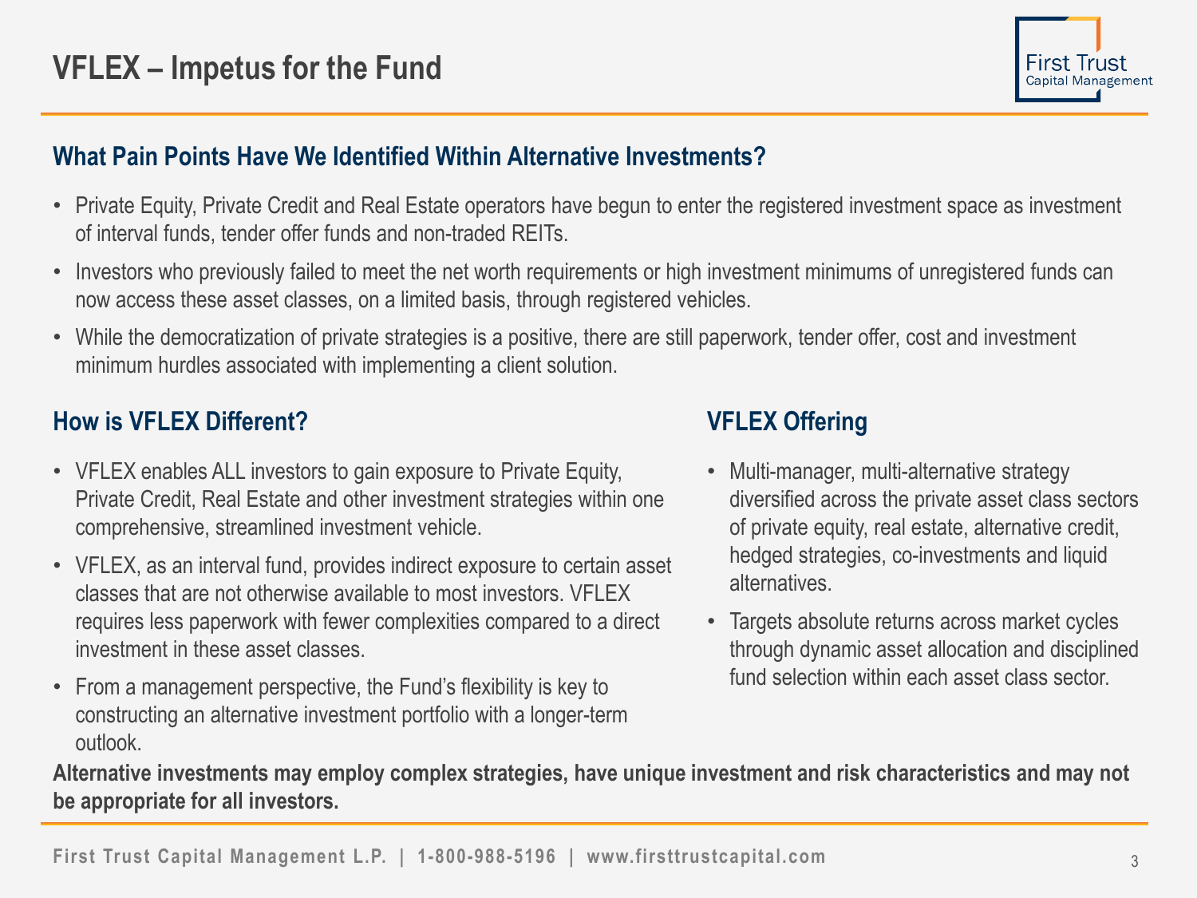# VFLEX – Impetus for the Fund

## What Pain Points Have We Identified Within Alternative Investments?

- Private Equity, Private Credit and Real Estate operators have begun to enter the registered investment space as investment of interval funds, tender offer funds and non-traded REITs.
- Investors who previously failed to meet the net worth requirements or high investment minimums of unregistered funds can now access these asset classes, on a limited basis, through registered vehicles.
- While the democratization of private strategies is a positive, there are still paperwork, tender offer, cost and investment minimum hurdles associated with implementing a client solution.

## How is VFLEX Different?

- VFLEX enables ALL investors to gain exposure to Private Equity, Private Credit, Real Estate and other investment strategies within one comprehensive, streamlined investment vehicle.
- VFLEX, as an interval fund, provides indirect exposure to certain asset classes that are not otherwise available to most investors. VFLEX requires less paperwork with fewer complexities compared to a direct investment in these asset classes.
- From a management perspective, the Fund's flexibility is key to constructing an alternative investment portfolio with a longer-term outlook.

## VFLEX Offering

- Multi-manager, multi-alternative strategy diversified across the private asset class sectors of private equity, real estate, alternative credit, hedged strategies, co-investments and liquid alternatives.
- Targets absolute returns across market cycles through dynamic asset allocation and disciplined fund selection within each asset class sector.

**Alternative investments may employ complex strategies, have unique investment and risk characteristics and may not be appropriate for all investors.**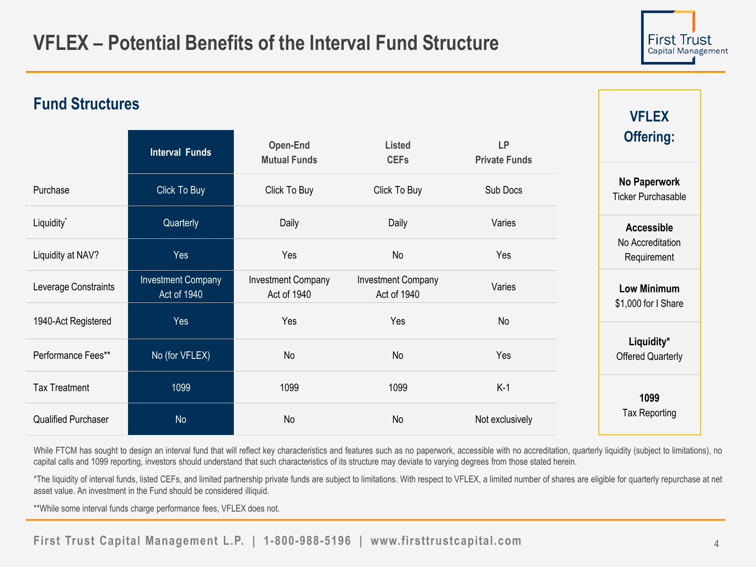# VFLEX – Potential Benefits of the Interval Fund Structure

## Fund Structures

| | Interval Funds | Open-End Mutual Funds | Listed CEFs | LP Private Funds |
|---|---|---|---|---|
| Purchase | Click To Buy | Click To Buy | Click To Buy | Sub Docs |
| Liquidity* | Quarterly | Daily | Daily | Varies |
| Liquidity at NAV? | Yes | Yes | No | Yes |
| Leverage Constraints | Investment Company Act of 1940 | Investment Company Act of 1940 | Investment Company Act of 1940 | Varies |
| 1940-Act Registered | Yes | Yes | Yes | No |
| Performance Fees** | No (for VFLEX) | No | No | Yes |
| Tax Treatment | 1099 | 1099 | 1099 | K-1 |
| Qualified Purchaser | No | No | No | Not exclusively |

### VFLEX Offering:

**No Paperwork**
Ticker Purchasable

**Accessible**
No Accreditation Requirement

**Low Minimum**
$1,000 for I Share

**Liquidity***
Offered Quarterly

**1099**
Tax Reporting

While FTCM has sought to design an interval fund that will reflect key characteristics and features such as no paperwork, accessible with no accreditation, quarterly liquidity (subject to limitations), no capital calls and 1099 reporting, investors should understand that such characteristics of its structure may deviate to varying degrees from those stated herein.

*The liquidity of interval funds, listed CEFs, and limited partnership private funds are subject to limitations. With respect to VFLEX, a limited number of shares are eligible for quarterly repurchase at net asset value. An investment in the Fund should be considered illiquid.

**While some interval funds charge performance fees, VFLEX does not.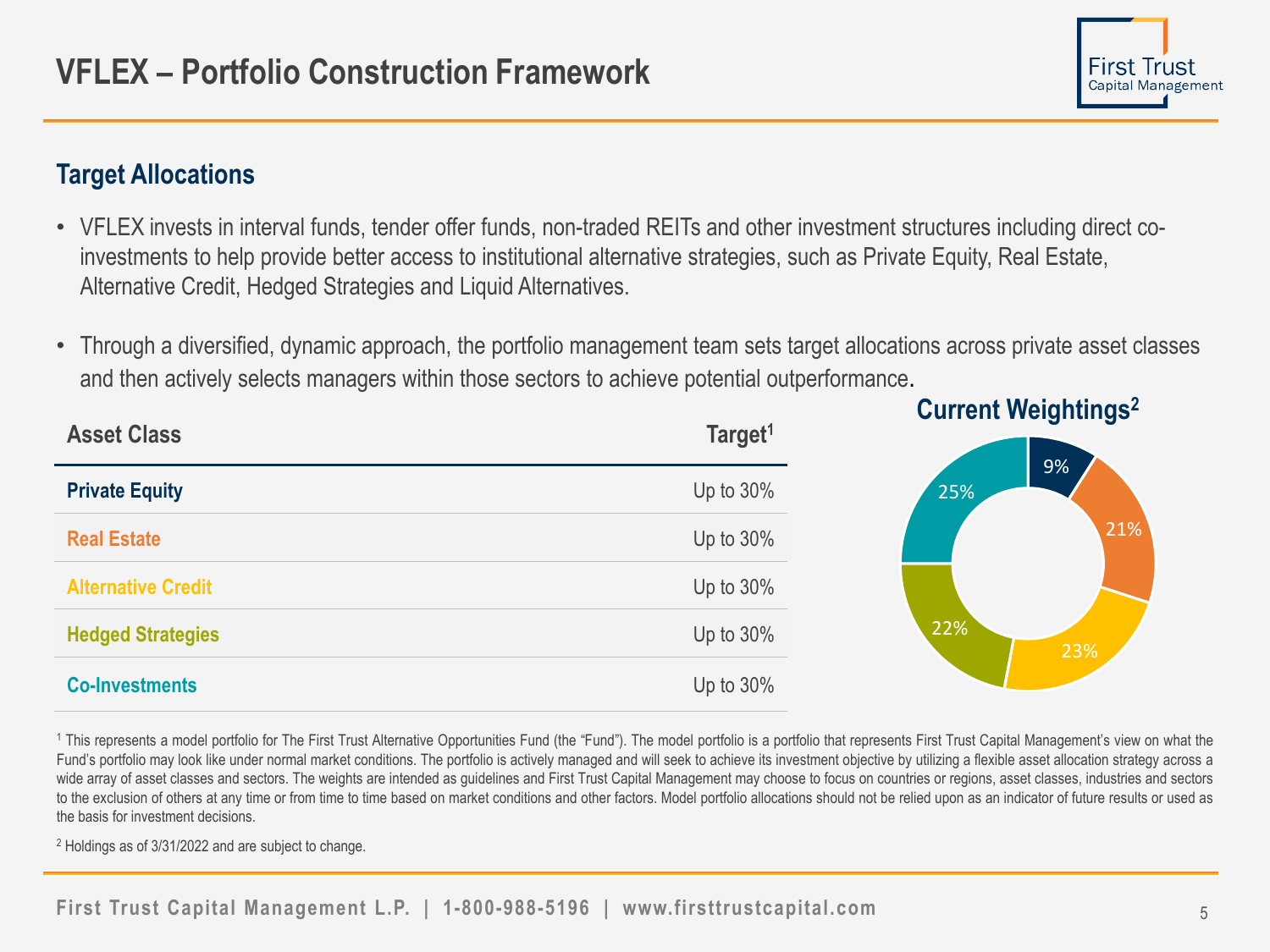# VFLEX – Portfolio Construction Framework

## Target Allocations

- VFLEX invests in interval funds, tender offer funds, non-traded REITs and other investment structures including direct co-investments to help provide better access to institutional alternative strategies, such as Private Equity, Real Estate, Alternative Credit, Hedged Strategies and Liquid Alternatives.
- Through a diversified, dynamic approach, the portfolio management team sets target allocations across private asset classes and then actively selects managers within those sectors to achieve potential outperformance.

| Asset Class | Target[1] |
|---|---|
| **Private Equity** | Up to 30% |
| **Real Estate** | Up to 30% |
| **Alternative Credit** | Up to 30% |
| **Hedged Strategies** | Up to 30% |
| **Co-Investments** | Up to 30% |

### Current Weightings[2]

| Asset Class | Weighting |
|---|---|
| Private Equity | 9% |
| Real Estate | 21% |
| Alternative Credit | 23% |
| Hedged Strategies | 22% |
| Co-Investments | 25% |

[1] This represents a model portfolio for The First Trust Alternative Opportunities Fund (the "Fund"). The model portfolio is a portfolio that represents First Trust Capital Management's view on what the Fund's portfolio may look like under normal market conditions. The portfolio is actively managed and will seek to achieve its investment objective by utilizing a flexible asset allocation strategy across a wide array of asset classes and sectors. The weights are intended as guidelines and First Trust Capital Management may choose to focus on countries or regions, asset classes, industries and sectors to the exclusion of others at any time or from time to time based on market conditions and other factors. Model portfolio allocations should not be relied upon as an indicator of future results or used as the basis for investment decisions.

[2] Holdings as of 3/31/2022 and are subject to change.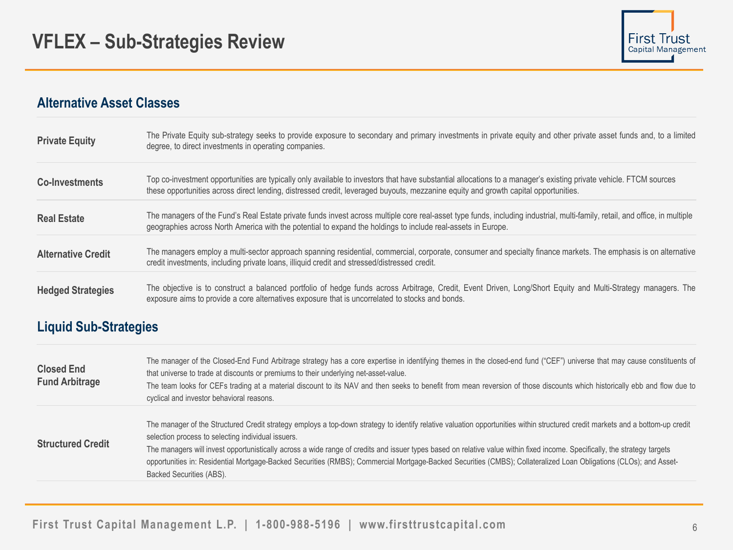# VFLEX – Sub-Strategies Review

## Alternative Asset Classes

| | |
|---|---|
| **Private Equity** | The Private Equity sub-strategy seeks to provide exposure to secondary and primary investments in private equity and other private asset funds and, to a limited degree, to direct investments in operating companies. |
| **Co-Investments** | Top co-investment opportunities are typically only available to investors that have substantial allocations to a manager's existing private vehicle. FTCM sources these opportunities across direct lending, distressed credit, leveraged buyouts, mezzanine equity and growth capital opportunities. |
| **Real Estate** | The managers of the Fund's Real Estate private funds invest across multiple core real-asset type funds, including industrial, multi-family, retail, and office, in multiple geographies across North America with the potential to expand the holdings to include real-assets in Europe. |
| **Alternative Credit** | The managers employ a multi-sector approach spanning residential, commercial, corporate, consumer and specialty finance markets. The emphasis is on alternative credit investments, including private loans, illiquid credit and stressed/distressed credit. |
| **Hedged Strategies** | The objective is to construct a balanced portfolio of hedge funds across Arbitrage, Credit, Event Driven, Long/Short Equity and Multi-Strategy managers. The exposure aims to provide a core alternatives exposure that is uncorrelated to stocks and bonds. |

## Liquid Sub-Strategies

| | |
|---|---|
| **Closed End Fund Arbitrage** | The manager of the Closed-End Fund Arbitrage strategy has a core expertise in identifying themes in the closed-end fund ("CEF") universe that may cause constituents of that universe to trade at discounts or premiums to their underlying net-asset-value.<br>The team looks for CEFs trading at a material discount to its NAV and then seeks to benefit from mean reversion of those discounts which historically ebb and flow due to cyclical and investor behavioral reasons. |
| **Structured Credit** | The manager of the Structured Credit strategy employs a top-down strategy to identify relative valuation opportunities within structured credit markets and a bottom-up credit selection process to selecting individual issuers.<br>The managers will invest opportunistically across a wide range of credits and issuer types based on relative value within fixed income. Specifically, the strategy targets opportunities in: Residential Mortgage-Backed Securities (RMBS); Commercial Mortgage-Backed Securities (CMBS); Collateralized Loan Obligations (CLOs); and Asset-Backed Securities (ABS). |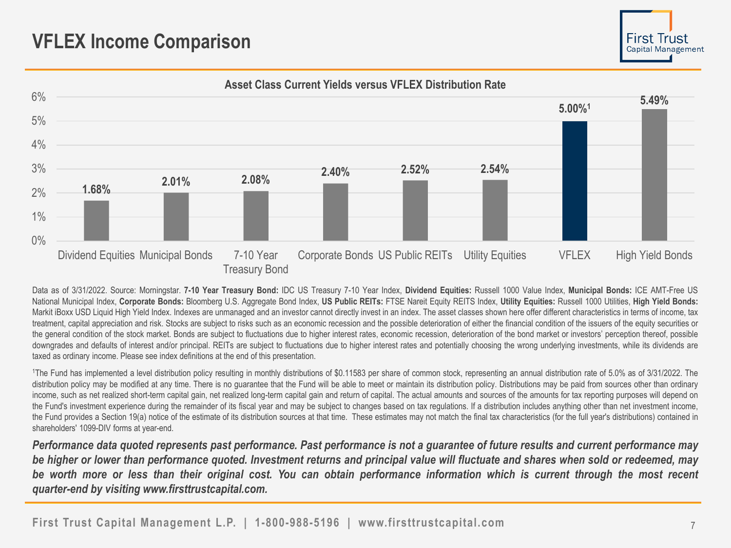# VFLEX Income Comparison

**Asset Class Current Yields versus VFLEX Distribution Rate**

| Asset Class | Yield |
| --- | --- |
| Dividend Equities | 1.68% |
| Municipal Bonds | 2.01% |
| 7-10 Year Treasury Bond | 2.08% |
| Corporate Bonds | 2.40% |
| US Public REITs | 2.52% |
| Utility Equities | 2.54% |
| VFLEX | 5.00%[1] |
| High Yield Bonds | 5.49% |

Data as of 3/31/2022. Source: Morningstar. **7-10 Year Treasury Bond:** IDC US Treasury 7-10 Year Index, **Dividend Equities:** Russell 1000 Value Index, **Municipal Bonds:** ICE AMT-Free US National Municipal Index, **Corporate Bonds:** Bloomberg U.S. Aggregate Bond Index, **US Public REITs:** FTSE Nareit Equity REITS Index, **Utility Equities:** Russell 1000 Utilities, **High Yield Bonds:** Markit iBoxx USD Liquid High Yield Index. Indexes are unmanaged and an investor cannot directly invest in an index. The asset classes shown here offer different characteristics in terms of income, tax treatment, capital appreciation and risk. Stocks are subject to risks such as an economic recession and the possible deterioration of either the financial condition of the issuers of the equity securities or the general condition of the stock market. Bonds are subject to fluctuations due to higher interest rates, economic recession, deterioration of the bond market or investors' perception thereof, possible downgrades and defaults of interest and/or principal. REITs are subject to fluctuations due to higher interest rates and potentially choosing the wrong underlying investments, while its dividends are taxed as ordinary income. Please see index definitions at the end of this presentation.

[1]The Fund has implemented a level distribution policy resulting in monthly distributions of $0.11583 per share of common stock, representing an annual distribution rate of 5.0% as of 3/31/2022. The distribution policy may be modified at any time. There is no guarantee that the Fund will be able to meet or maintain its distribution policy. Distributions may be paid from sources other than ordinary income, such as net realized short-term capital gain, net realized long-term capital gain and return of capital. The actual amounts and sources of the amounts for tax reporting purposes will depend on the Fund's investment experience during the remainder of its fiscal year and may be subject to changes based on tax regulations. If a distribution includes anything other than net investment income, the Fund provides a Section 19(a) notice of the estimate of its distribution sources at that time. These estimates may not match the final tax characteristics (for the full year's distributions) contained in shareholders' 1099-DIV forms at year-end.

***Performance data quoted represents past performance. Past performance is not a guarantee of future results and current performance may be higher or lower than performance quoted. Investment returns and principal value will fluctuate and shares when sold or redeemed, may be worth more or less than their original cost. You can obtain performance information which is current through the most recent quarter-end by visiting www.firsttrustcapital.com.***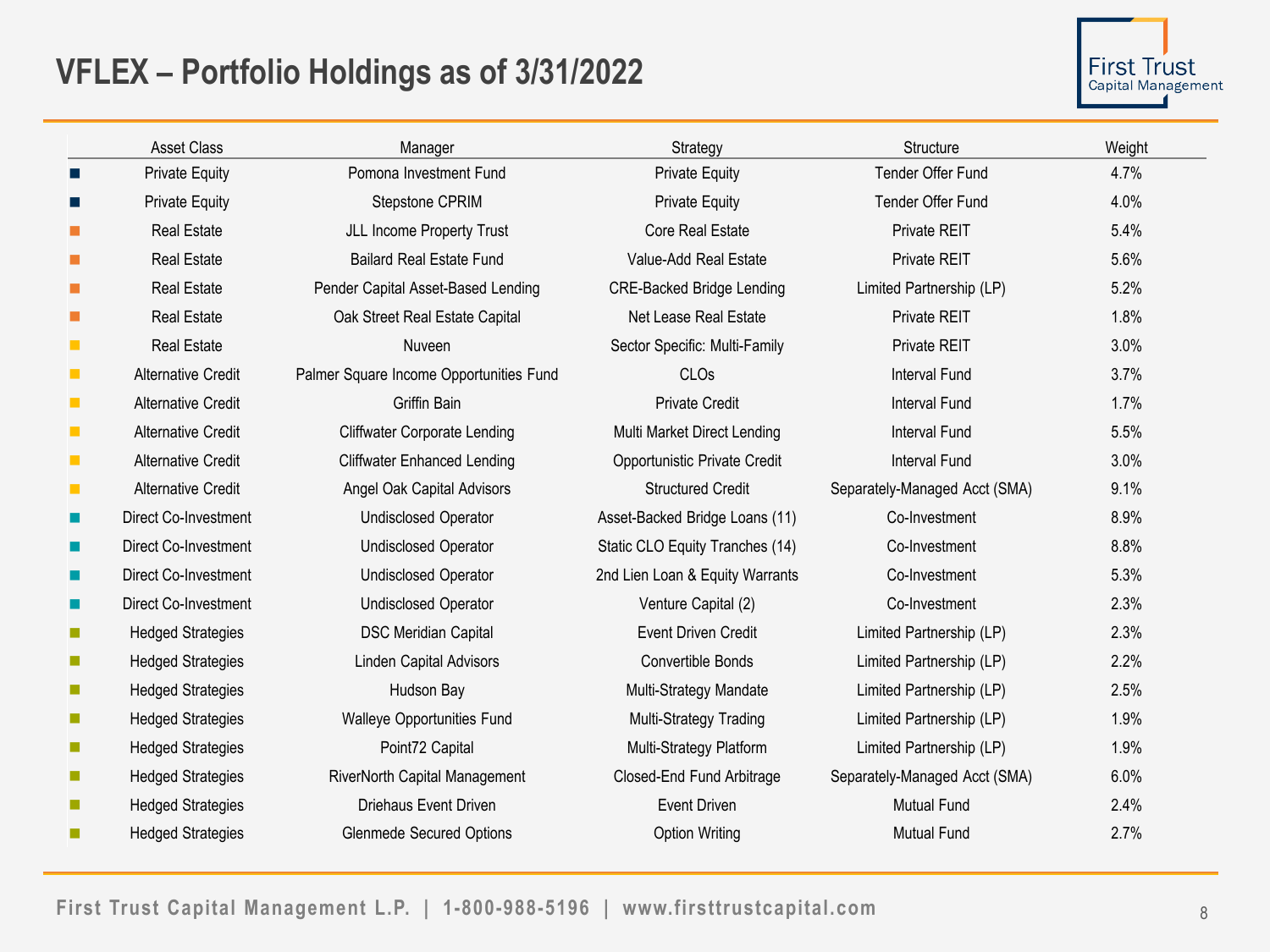# VFLEX – Portfolio Holdings as of 3/31/2022

| Asset Class | Manager | Strategy | Structure | Weight |
|---|---|---|---|---|
| Private Equity | Pomona Investment Fund | Private Equity | Tender Offer Fund | 4.7% |
| Private Equity | Stepstone CPRIM | Private Equity | Tender Offer Fund | 4.0% |
| Real Estate | JLL Income Property Trust | Core Real Estate | Private REIT | 5.4% |
| Real Estate | Bailard Real Estate Fund | Value-Add Real Estate | Private REIT | 5.6% |
| Real Estate | Pender Capital Asset-Based Lending | CRE-Backed Bridge Lending | Limited Partnership (LP) | 5.2% |
| Real Estate | Oak Street Real Estate Capital | Net Lease Real Estate | Private REIT | 1.8% |
| Real Estate | Nuveen | Sector Specific: Multi-Family | Private REIT | 3.0% |
| Alternative Credit | Palmer Square Income Opportunities Fund | CLOs | Interval Fund | 3.7% |
| Alternative Credit | Griffin Bain | Private Credit | Interval Fund | 1.7% |
| Alternative Credit | Cliffwater Corporate Lending | Multi Market Direct Lending | Interval Fund | 5.5% |
| Alternative Credit | Cliffwater Enhanced Lending | Opportunistic Private Credit | Interval Fund | 3.0% |
| Alternative Credit | Angel Oak Capital Advisors | Structured Credit | Separately-Managed Acct (SMA) | 9.1% |
| Direct Co-Investment | Undisclosed Operator | Asset-Backed Bridge Loans (11) | Co-Investment | 8.9% |
| Direct Co-Investment | Undisclosed Operator | Static CLO Equity Tranches (14) | Co-Investment | 8.8% |
| Direct Co-Investment | Undisclosed Operator | 2nd Lien Loan & Equity Warrants | Co-Investment | 5.3% |
| Direct Co-Investment | Undisclosed Operator | Venture Capital (2) | Co-Investment | 2.3% |
| Hedged Strategies | DSC Meridian Capital | Event Driven Credit | Limited Partnership (LP) | 2.3% |
| Hedged Strategies | Linden Capital Advisors | Convertible Bonds | Limited Partnership (LP) | 2.2% |
| Hedged Strategies | Hudson Bay | Multi-Strategy Mandate | Limited Partnership (LP) | 2.5% |
| Hedged Strategies | Walleye Opportunities Fund | Multi-Strategy Trading | Limited Partnership (LP) | 1.9% |
| Hedged Strategies | Point72 Capital | Multi-Strategy Platform | Limited Partnership (LP) | 1.9% |
| Hedged Strategies | RiverNorth Capital Management | Closed-End Fund Arbitrage | Separately-Managed Acct (SMA) | 6.0% |
| Hedged Strategies | Driehaus Event Driven | Event Driven | Mutual Fund | 2.4% |
| Hedged Strategies | Glenmede Secured Options | Option Writing | Mutual Fund | 2.7% |

First Trust Capital Management L.P. | 1-800-988-5196 | www.firsttrustcapital.com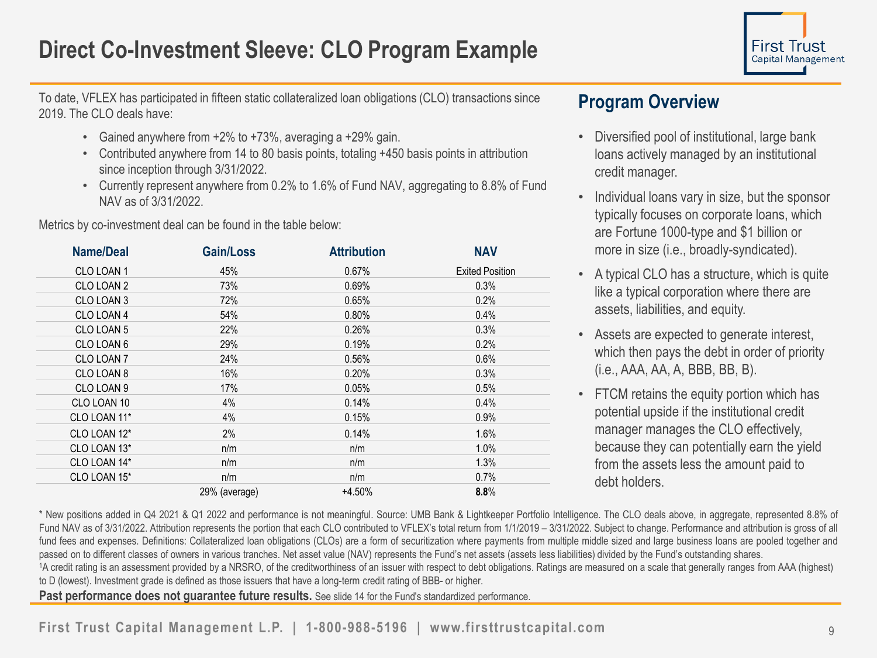# Direct Co-Investment Sleeve: CLO Program Example

To date, VFLEX has participated in fifteen static collateralized loan obligations (CLO) transactions since 2019. The CLO deals have:

- Gained anywhere from +2% to +73%, averaging a +29% gain.
- Contributed anywhere from 14 to 80 basis points, totaling +450 basis points in attribution since inception through 3/31/2022.
- Currently represent anywhere from 0.2% to 1.6% of Fund NAV, aggregating to 8.8% of Fund NAV as of 3/31/2022.

Metrics by co-investment deal can be found in the table below:

| Name/Deal | Gain/Loss | Attribution | NAV |
|---|---|---|---|
| CLO LOAN 1 | 45% | 0.67% | Exited Position |
| CLO LOAN 2 | 73% | 0.69% | 0.3% |
| CLO LOAN 3 | 72% | 0.65% | 0.2% |
| CLO LOAN 4 | 54% | 0.80% | 0.4% |
| CLO LOAN 5 | 22% | 0.26% | 0.3% |
| CLO LOAN 6 | 29% | 0.19% | 0.2% |
| CLO LOAN 7 | 24% | 0.56% | 0.6% |
| CLO LOAN 8 | 16% | 0.20% | 0.3% |
| CLO LOAN 9 | 17% | 0.05% | 0.5% |
| CLO LOAN 10 | 4% | 0.14% | 0.4% |
| CLO LOAN 11* | 4% | 0.15% | 0.9% |
| CLO LOAN 12* | 2% | 0.14% | 1.6% |
| CLO LOAN 13* | n/m | n/m | 1.0% |
| CLO LOAN 14* | n/m | n/m | 1.3% |
| CLO LOAN 15* | n/m | n/m | 0.7% |
| | 29% (average) | +4.50% | **8.8%** |

## Program Overview

- Diversified pool of institutional, large bank loans actively managed by an institutional credit manager.
- Individual loans vary in size, but the sponsor typically focuses on corporate loans, which are Fortune 1000-type and $1 billion or more in size (i.e., broadly-syndicated).
- A typical CLO has a structure, which is quite like a typical corporation where there are assets, liabilities, and equity.
- Assets are expected to generate interest, which then pays the debt in order of priority (i.e., AAA, AA, A, BBB, BB, B).
- FTCM retains the equity portion which has potential upside if the institutional credit manager manages the CLO effectively, because they can potentially earn the yield from the assets less the amount paid to debt holders.

\* New positions added in Q4 2021 & Q1 2022 and performance is not meaningful. Source: UMB Bank & Lightkeeper Portfolio Intelligence. The CLO deals above, in aggregate, represented 8.8% of Fund NAV as of 3/31/2022. Attribution represents the portion that each CLO contributed to VFLEX's total return from 1/1/2019 – 3/31/2022. Subject to change. Performance and attribution is gross of all fund fees and expenses. Definitions: Collateralized loan obligations (CLOs) are a form of securitization where payments from multiple middle sized and large business loans are pooled together and passed on to different classes of owners in various tranches. Net asset value (NAV) represents the Fund's net assets (assets less liabilities) divided by the Fund's outstanding shares.

[1]A credit rating is an assessment provided by a NRSRO, of the creditworthiness of an issuer with respect to debt obligations. Ratings are measured on a scale that generally ranges from AAA (highest) to D (lowest). Investment grade is defined as those issuers that have a long-term credit rating of BBB- or higher.

**Past performance does not guarantee future results.** See slide 14 for the Fund's standardized performance.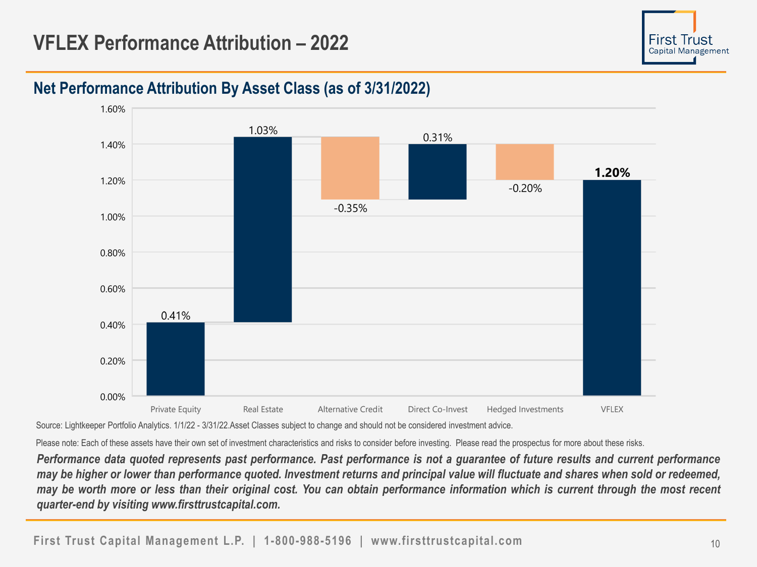# VFLEX Performance Attribution – 2022

## Net Performance Attribution By Asset Class (as of 3/31/2022)

| Asset Class | Net Performance Attribution |
|---|---|
| Private Equity | 0.41% |
| Real Estate | 1.03% |
| Alternative Credit | -0.35% |
| Direct Co-Invest | 0.31% |
| Hedged Investments | -0.20% |
| **VFLEX** | **1.20%** |

Source: Lightkeeper Portfolio Analytics. 1/1/22 - 3/31/22.Asset Classes subject to change and should not be considered investment advice.

Please note: Each of these assets have their own set of investment characteristics and risks to consider before investing. Please read the prospectus for more about these risks.

***Performance data quoted represents past performance. Past performance is not a guarantee of future results and current performance may be higher or lower than performance quoted. Investment returns and principal value will fluctuate and shares when sold or redeemed, may be worth more or less than their original cost. You can obtain performance information which is current through the most recent quarter-end by visiting www.firsttrustcapital.com.***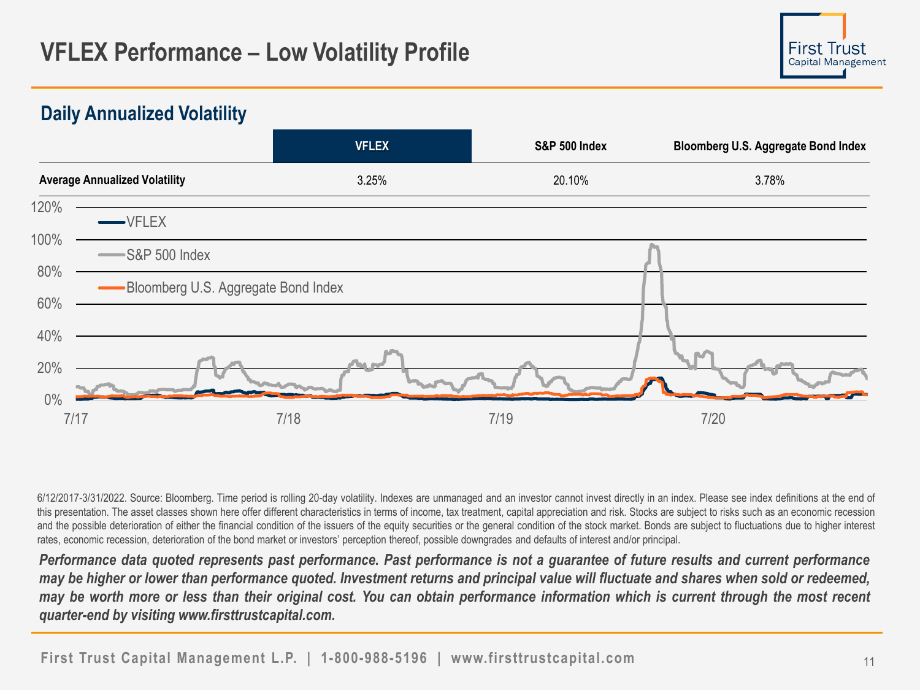# VFLEX Performance – Low Volatility Profile

## Daily Annualized Volatility

| | VFLEX | S&P 500 Index | Bloomberg U.S. Aggregate Bond Index |
|---|---|---|---|
| **Average Annualized Volatility** | 3.25% | 20.10% | 3.78% |

6/12/2017-3/31/2022. Source: Bloomberg. Time period is rolling 20-day volatility. Indexes are unmanaged and an investor cannot invest directly in an index. Please see index definitions at the end of this presentation. The asset classes shown here offer different characteristics in terms of income, tax treatment, capital appreciation and risk. Stocks are subject to risks such as an economic recession and the possible deterioration of either the financial condition of the issuers of the equity securities or the general condition of the stock market. Bonds are subject to fluctuations due to higher interest rates, economic recession, deterioration of the bond market or investors' perception thereof, possible downgrades and defaults of interest and/or principal.

***Performance data quoted represents past performance. Past performance is not a guarantee of future results and current performance may be higher or lower than performance quoted. Investment returns and principal value will fluctuate and shares when sold or redeemed, may be worth more or less than their original cost. You can obtain performance information which is current through the most recent quarter-end by visiting www.firsttrustcapital.com.***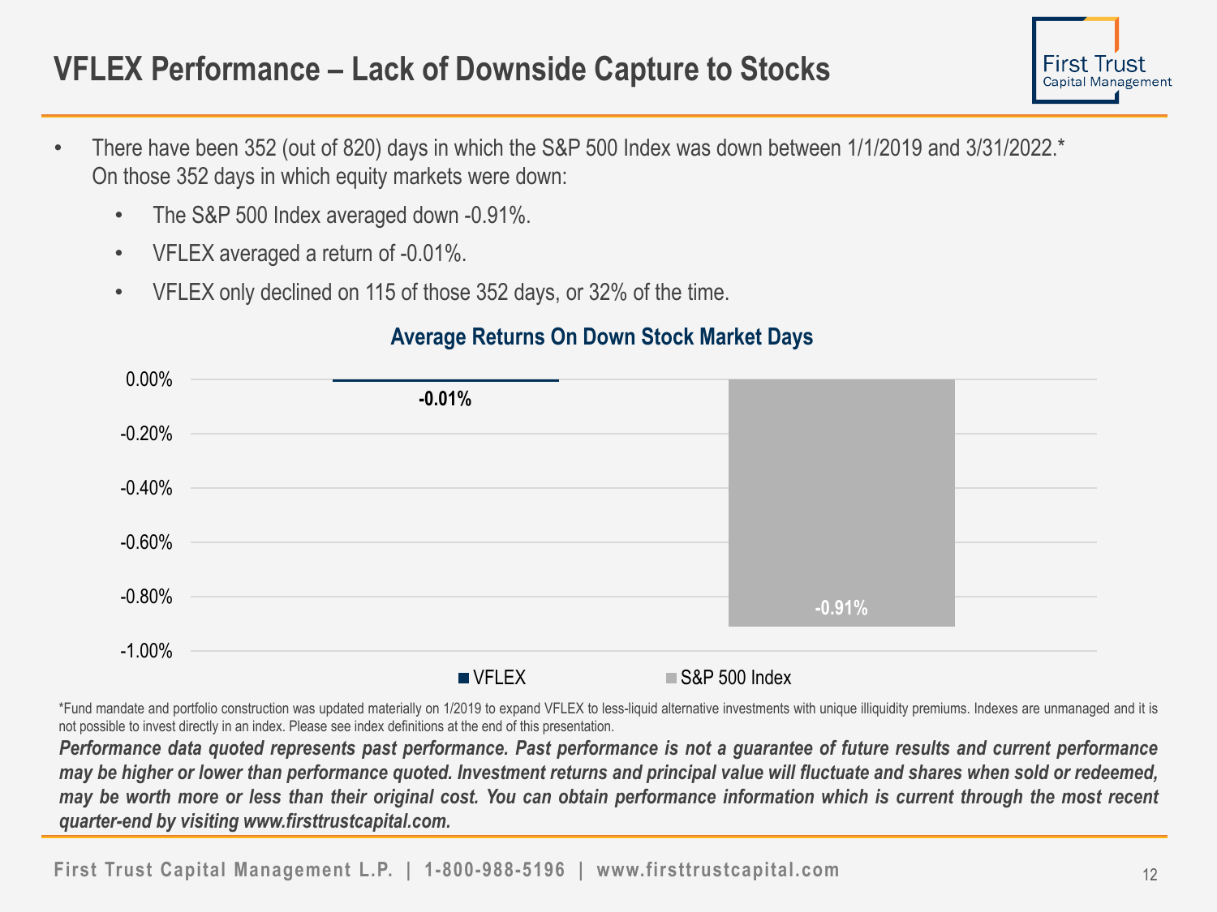# VFLEX Performance – Lack of Downside Capture to Stocks

- There have been 352 (out of 820) days in which the S&P 500 Index was down between 1/1/2019 and 3/31/2022.* On those 352 days in which equity markets were down:
  - The S&P 500 Index averaged down -0.91%.
  - VFLEX averaged a return of -0.01%.
  - VFLEX only declined on 115 of those 352 days, or 32% of the time.

**Average Returns On Down Stock Market Days**

| | Average Return |
|---|---|
| VFLEX | -0.01% |
| S&P 500 Index | -0.91% |

*Fund mandate and portfolio construction was updated materially on 1/2019 to expand VFLEX to less-liquid alternative investments with unique illiquidity premiums. Indexes are unmanaged and it is not possible to invest directly in an index. Please see index definitions at the end of this presentation.

***Performance data quoted represents past performance. Past performance is not a guarantee of future results and current performance may be higher or lower than performance quoted. Investment returns and principal value will fluctuate and shares when sold or redeemed, may be worth more or less than their original cost. You can obtain performance information which is current through the most recent quarter-end by visiting www.firsttrustcapital.com.***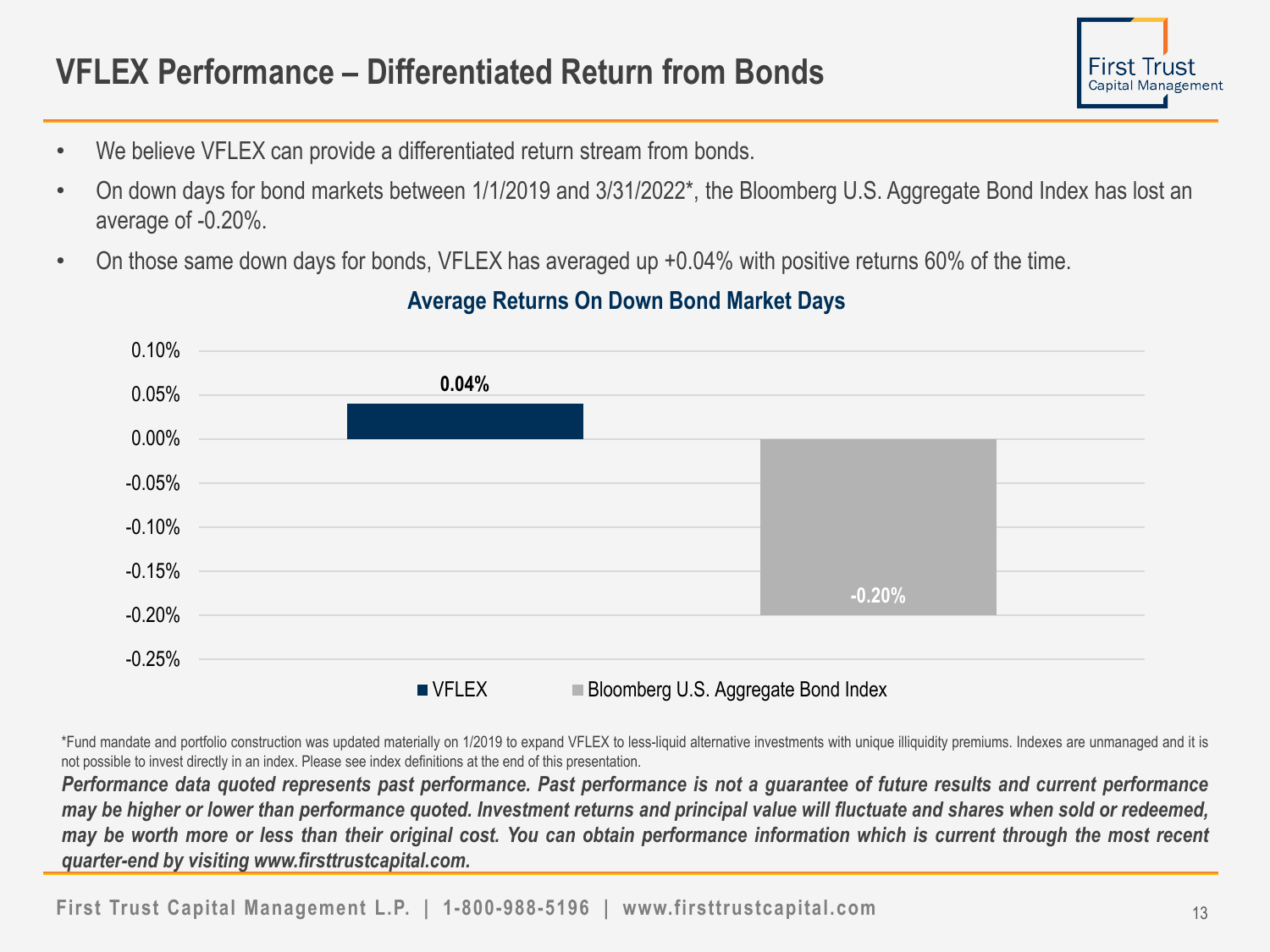# VFLEX Performance – Differentiated Return from Bonds

- We believe VFLEX can provide a differentiated return stream from bonds.
- On down days for bond markets between 1/1/2019 and 3/31/2022*, the Bloomberg U.S. Aggregate Bond Index has lost an average of -0.20%.
- On those same down days for bonds, VFLEX has averaged up +0.04% with positive returns 60% of the time.

**Average Returns On Down Bond Market Days**

| | Average Return |
|---|---|
| VFLEX | 0.04% |
| Bloomberg U.S. Aggregate Bond Index | -0.20% |

*Fund mandate and portfolio construction was updated materially on 1/2019 to expand VFLEX to less-liquid alternative investments with unique illiquidity premiums. Indexes are unmanaged and it is not possible to invest directly in an index. Please see index definitions at the end of this presentation.

***Performance data quoted represents past performance. Past performance is not a guarantee of future results and current performance may be higher or lower than performance quoted. Investment returns and principal value will fluctuate and shares when sold or redeemed, may be worth more or less than their original cost. You can obtain performance information which is current through the most recent quarter-end by visiting www.firsttrustcapital.com.***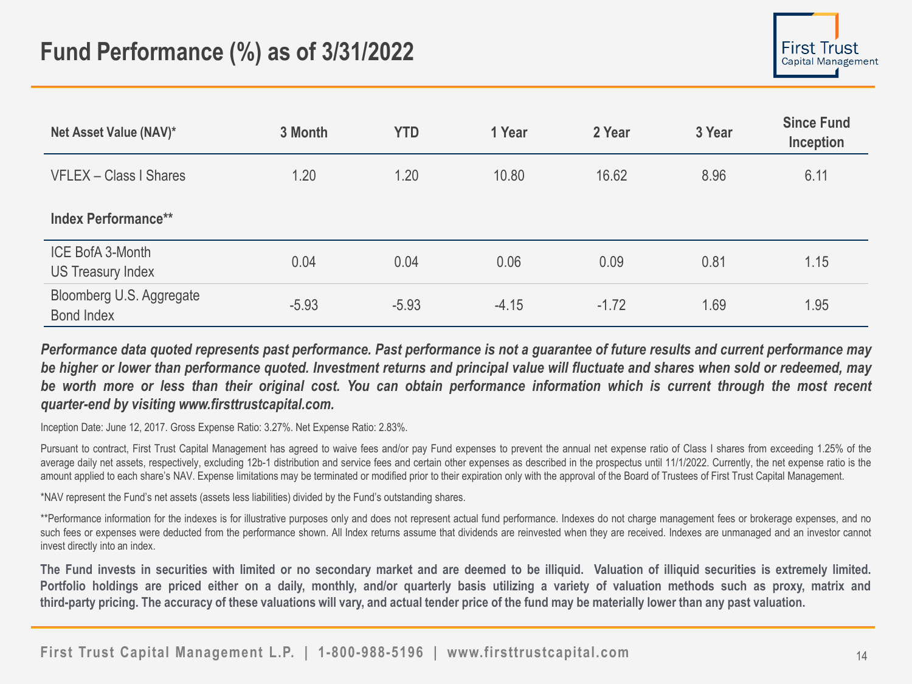# Fund Performance (%) as of 3/31/2022

| Net Asset Value (NAV)* | 3 Month | YTD | 1 Year | 2 Year | 3 Year | Since Fund Inception |
|---|---|---|---|---|---|---|
| VFLEX – Class I Shares | 1.20 | 1.20 | 10.80 | 16.62 | 8.96 | 6.11 |
| **Index Performance**** | | | | | | |
| ICE BofA 3-Month US Treasury Index | 0.04 | 0.04 | 0.06 | 0.09 | 0.81 | 1.15 |
| Bloomberg U.S. Aggregate Bond Index | -5.93 | -5.93 | -4.15 | -1.72 | 1.69 | 1.95 |

***Performance data quoted represents past performance. Past performance is not a guarantee of future results and current performance may be higher or lower than performance quoted. Investment returns and principal value will fluctuate and shares when sold or redeemed, may be worth more or less than their original cost. You can obtain performance information which is current through the most recent quarter-end by visiting www.firsttrustcapital.com.***

Inception Date: June 12, 2017. Gross Expense Ratio: 3.27%. Net Expense Ratio: 2.83%.

Pursuant to contract, First Trust Capital Management has agreed to waive fees and/or pay Fund expenses to prevent the annual net expense ratio of Class I shares from exceeding 1.25% of the average daily net assets, respectively, excluding 12b-1 distribution and service fees and certain other expenses as described in the prospectus until 11/1/2022. Currently, the net expense ratio is the amount applied to each share's NAV. Expense limitations may be terminated or modified prior to their expiration only with the approval of the Board of Trustees of First Trust Capital Management.

*NAV represent the Fund's net assets (assets less liabilities) divided by the Fund's outstanding shares.

**Performance information for the indexes is for illustrative purposes only and does not represent actual fund performance. Indexes do not charge management fees or brokerage expenses, and no such fees or expenses were deducted from the performance shown. All Index returns assume that dividends are reinvested when they are received. Indexes are unmanaged and an investor cannot invest directly into an index.

**The Fund invests in securities with limited or no secondary market and are deemed to be illiquid. Valuation of illiquid securities is extremely limited. Portfolio holdings are priced either on a daily, monthly, and/or quarterly basis utilizing a variety of valuation methods such as proxy, matrix and third-party pricing. The accuracy of these valuations will vary, and actual tender price of the fund may be materially lower than any past valuation.**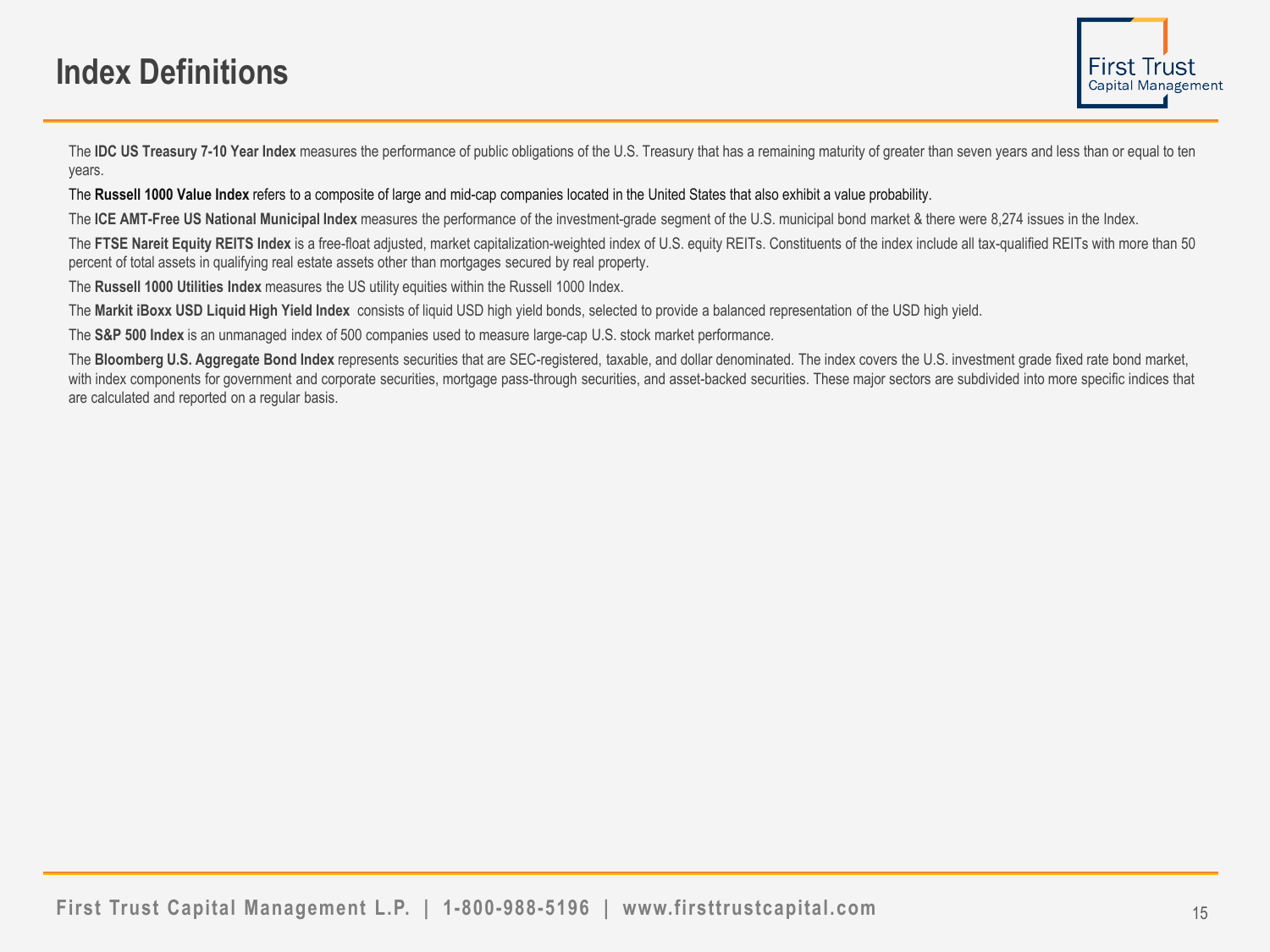# Index Definitions

The **IDC US Treasury 7-10 Year Index** measures the performance of public obligations of the U.S. Treasury that has a remaining maturity of greater than seven years and less than or equal to ten years.

The **Russell 1000 Value Index** refers to a composite of large and mid-cap companies located in the United States that also exhibit a value probability.

The **ICE AMT-Free US National Municipal Index** measures the performance of the investment-grade segment of the U.S. municipal bond market & there were 8,274 issues in the Index.

The **FTSE Nareit Equity REITS Index** is a free-float adjusted, market capitalization-weighted index of U.S. equity REITs. Constituents of the index include all tax-qualified REITs with more than 50 percent of total assets in qualifying real estate assets other than mortgages secured by real property.

The **Russell 1000 Utilities Index** measures the US utility equities within the Russell 1000 Index.

The **Markit iBoxx USD Liquid High Yield Index** consists of liquid USD high yield bonds, selected to provide a balanced representation of the USD high yield.

The **S&P 500 Index** is an unmanaged index of 500 companies used to measure large-cap U.S. stock market performance.

The **Bloomberg U.S. Aggregate Bond Index** represents securities that are SEC-registered, taxable, and dollar denominated. The index covers the U.S. investment grade fixed rate bond market, with index components for government and corporate securities, mortgage pass-through securities, and asset-backed securities. These major sectors are subdivided into more specific indices that are calculated and reported on a regular basis.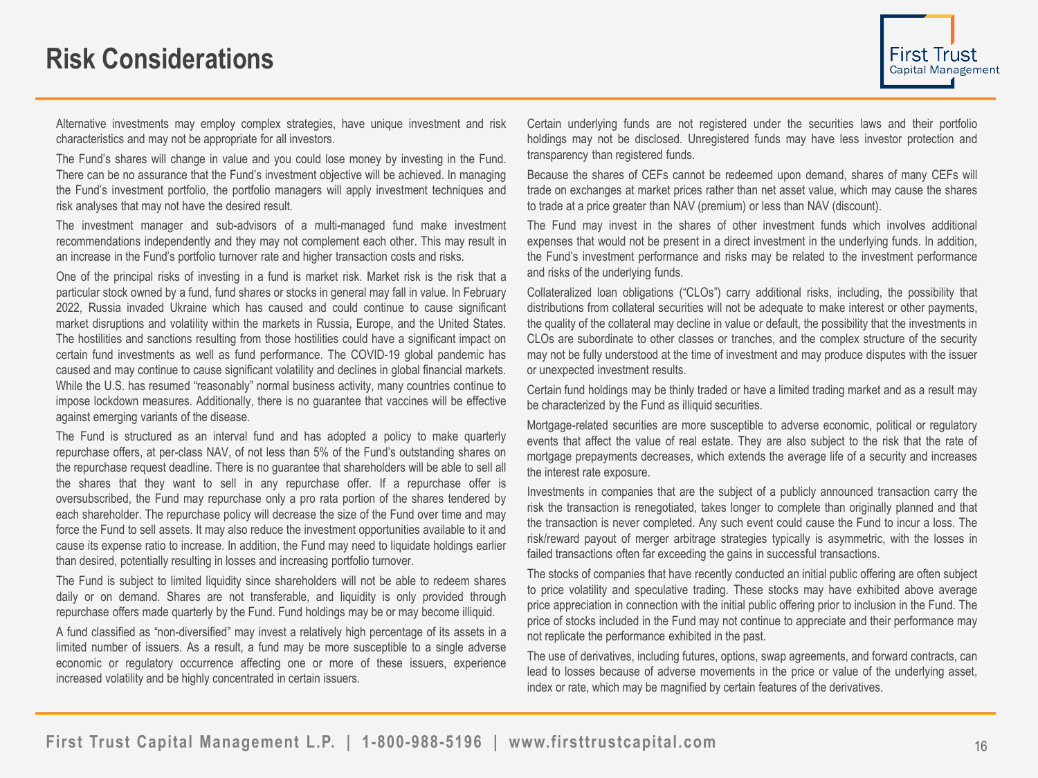# Risk Considerations

Alternative investments may employ complex strategies, have unique investment and risk characteristics and may not be appropriate for all investors.

The Fund's shares will change in value and you could lose money by investing in the Fund. There can be no assurance that the Fund's investment objective will be achieved. In managing the Fund's investment portfolio, the portfolio managers will apply investment techniques and risk analyses that may not have the desired result.

The investment manager and sub-advisors of a multi-managed fund make investment recommendations independently and they may not complement each other. This may result in an increase in the Fund's portfolio turnover rate and higher transaction costs and risks.

One of the principal risks of investing in a fund is market risk. Market risk is the risk that a particular stock owned by a fund, fund shares or stocks in general may fall in value. In February 2022, Russia invaded Ukraine which has caused and could continue to cause significant market disruptions and volatility within the markets in Russia, Europe, and the United States. The hostilities and sanctions resulting from those hostilities could have a significant impact on certain fund investments as well as fund performance. The COVID-19 global pandemic has caused and may continue to cause significant volatility and declines in global financial markets. While the U.S. has resumed "reasonably" normal business activity, many countries continue to impose lockdown measures. Additionally, there is no guarantee that vaccines will be effective against emerging variants of the disease.

The Fund is structured as an interval fund and has adopted a policy to make quarterly repurchase offers, at per-class NAV, of not less than 5% of the Fund's outstanding shares on the repurchase request deadline. There is no guarantee that shareholders will be able to sell all the shares that they want to sell in any repurchase offer. If a repurchase offer is oversubscribed, the Fund may repurchase only a pro rata portion of the shares tendered by each shareholder. The repurchase policy will decrease the size of the Fund over time and may force the Fund to sell assets. It may also reduce the investment opportunities available to it and cause its expense ratio to increase. In addition, the Fund may need to liquidate holdings earlier than desired, potentially resulting in losses and increasing portfolio turnover.

The Fund is subject to limited liquidity since shareholders will not be able to redeem shares daily or on demand. Shares are not transferable, and liquidity is only provided through repurchase offers made quarterly by the Fund. Fund holdings may be or may become illiquid.

A fund classified as "non-diversified" may invest a relatively high percentage of its assets in a limited number of issuers. As a result, a fund may be more susceptible to a single adverse economic or regulatory occurrence affecting one or more of these issuers, experience increased volatility and be highly concentrated in certain issuers.

Certain underlying funds are not registered under the securities laws and their portfolio holdings may not be disclosed. Unregistered funds may have less investor protection and transparency than registered funds.

Because the shares of CEFs cannot be redeemed upon demand, shares of many CEFs will trade on exchanges at market prices rather than net asset value, which may cause the shares to trade at a price greater than NAV (premium) or less than NAV (discount).

The Fund may invest in the shares of other investment funds which involves additional expenses that would not be present in a direct investment in the underlying funds. In addition, the Fund's investment performance and risks may be related to the investment performance and risks of the underlying funds.

Collateralized loan obligations ("CLOs") carry additional risks, including, the possibility that distributions from collateral securities will not be adequate to make interest or other payments, the quality of the collateral may decline in value or default, the possibility that the investments in CLOs are subordinate to other classes or tranches, and the complex structure of the security may not be fully understood at the time of investment and may produce disputes with the issuer or unexpected investment results.

Certain fund holdings may be thinly traded or have a limited trading market and as a result may be characterized by the Fund as illiquid securities.

Mortgage-related securities are more susceptible to adverse economic, political or regulatory events that affect the value of real estate. They are also subject to the risk that the rate of mortgage prepayments decreases, which extends the average life of a security and increases the interest rate exposure.

Investments in companies that are the subject of a publicly announced transaction carry the risk the transaction is renegotiated, takes longer to complete than originally planned and that the transaction is never completed. Any such event could cause the Fund to incur a loss. The risk/reward payout of merger arbitrage strategies typically is asymmetric, with the losses in failed transactions often far exceeding the gains in successful transactions.

The stocks of companies that have recently conducted an initial public offering are often subject to price volatility and speculative trading. These stocks may have exhibited above average price appreciation in connection with the initial public offering prior to inclusion in the Fund. The price of stocks included in the Fund may not continue to appreciate and their performance may not replicate the performance exhibited in the past.

The use of derivatives, including futures, options, swap agreements, and forward contracts, can lead to losses because of adverse movements in the price or value of the underlying asset, index or rate, which may be magnified by certain features of the derivatives.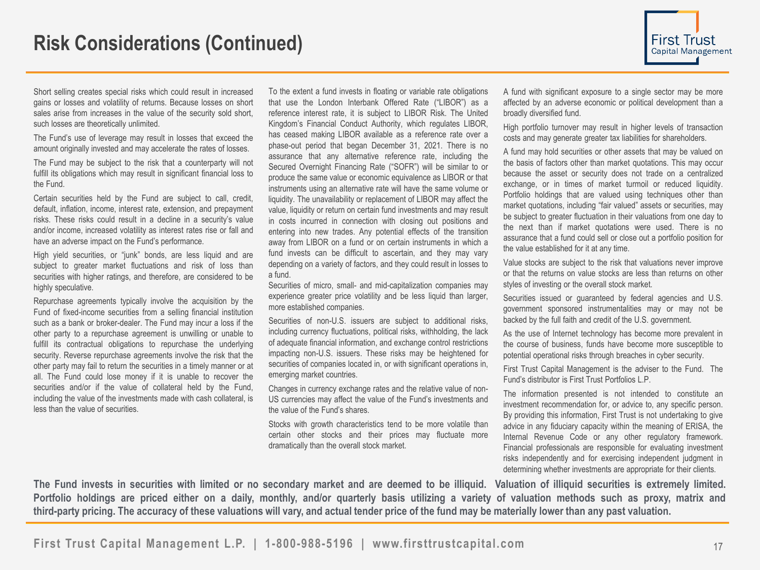# Risk Considerations (Continued)

Short selling creates special risks which could result in increased gains or losses and volatility of returns. Because losses on short sales arise from increases in the value of the security sold short, such losses are theoretically unlimited.

The Fund's use of leverage may result in losses that exceed the amount originally invested and may accelerate the rates of losses.

The Fund may be subject to the risk that a counterparty will not fulfill its obligations which may result in significant financial loss to the Fund.

Certain securities held by the Fund are subject to call, credit, default, inflation, income, interest rate, extension, and prepayment risks. These risks could result in a decline in a security's value and/or income, increased volatility as interest rates rise or fall and have an adverse impact on the Fund's performance.

High yield securities, or "junk" bonds, are less liquid and are subject to greater market fluctuations and risk of loss than securities with higher ratings, and therefore, are considered to be highly speculative.

Repurchase agreements typically involve the acquisition by the Fund of fixed-income securities from a selling financial institution such as a bank or broker-dealer. The Fund may incur a loss if the other party to a repurchase agreement is unwilling or unable to fulfill its contractual obligations to repurchase the underlying security. Reverse repurchase agreements involve the risk that the other party may fail to return the securities in a timely manner or at all. The Fund could lose money if it is unable to recover the securities and/or if the value of collateral held by the Fund, including the value of the investments made with cash collateral, is less than the value of securities.

To the extent a fund invests in floating or variable rate obligations that use the London Interbank Offered Rate ("LIBOR") as a reference interest rate, it is subject to LIBOR Risk. The United Kingdom's Financial Conduct Authority, which regulates LIBOR, has ceased making LIBOR available as a reference rate over a phase-out period that began December 31, 2021. There is no assurance that any alternative reference rate, including the Secured Overnight Financing Rate ("SOFR") will be similar to or produce the same value or economic equivalence as LIBOR or that instruments using an alternative rate will have the same volume or liquidity. The unavailability or replacement of LIBOR may affect the value, liquidity or return on certain fund investments and may result in costs incurred in connection with closing out positions and entering into new trades. Any potential effects of the transition away from LIBOR on a fund or on certain instruments in which a fund invests can be difficult to ascertain, and they may vary depending on a variety of factors, and they could result in losses to a fund.

Securities of micro, small- and mid-capitalization companies may experience greater price volatility and be less liquid than larger, more established companies.

Securities of non-U.S. issuers are subject to additional risks, including currency fluctuations, political risks, withholding, the lack of adequate financial information, and exchange control restrictions impacting non-U.S. issuers. These risks may be heightened for securities of companies located in, or with significant operations in, emerging market countries.

Changes in currency exchange rates and the relative value of non-US currencies may affect the value of the Fund's investments and the value of the Fund's shares.

Stocks with growth characteristics tend to be more volatile than certain other stocks and their prices may fluctuate more dramatically than the overall stock market.

A fund with significant exposure to a single sector may be more affected by an adverse economic or political development than a broadly diversified fund.

High portfolio turnover may result in higher levels of transaction costs and may generate greater tax liabilities for shareholders.

A fund may hold securities or other assets that may be valued on the basis of factors other than market quotations. This may occur because the asset or security does not trade on a centralized exchange, or in times of market turmoil or reduced liquidity. Portfolio holdings that are valued using techniques other than market quotations, including "fair valued" assets or securities, may be subject to greater fluctuation in their valuations from one day to the next than if market quotations were used. There is no assurance that a fund could sell or close out a portfolio position for the value established for it at any time.

Value stocks are subject to the risk that valuations never improve or that the returns on value stocks are less than returns on other styles of investing or the overall stock market.

Securities issued or guaranteed by federal agencies and U.S. government sponsored instrumentalities may or may not be backed by the full faith and credit of the U.S. government.

As the use of Internet technology has become more prevalent in the course of business, funds have become more susceptible to potential operational risks through breaches in cyber security.

First Trust Capital Management is the adviser to the Fund. The Fund's distributor is First Trust Portfolios L.P.

The information presented is not intended to constitute an investment recommendation for, or advice to, any specific person. By providing this information, First Trust is not undertaking to give advice in any fiduciary capacity within the meaning of ERISA, the Internal Revenue Code or any other regulatory framework. Financial professionals are responsible for evaluating investment risks independently and for exercising independent judgment in determining whether investments are appropriate for their clients.

**The Fund invests in securities with limited or no secondary market and are deemed to be illiquid. Valuation of illiquid securities is extremely limited. Portfolio holdings are priced either on a daily, monthly, and/or quarterly basis utilizing a variety of valuation methods such as proxy, matrix and third-party pricing. The accuracy of these valuations will vary, and actual tender price of the fund may be materially lower than any past valuation.**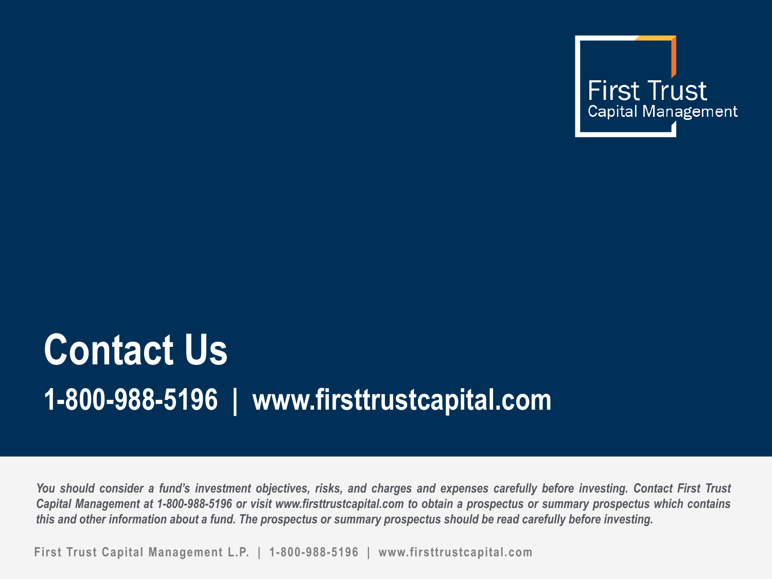First Trust
Capital Management

# Contact Us

## 1-800-988-5196 | www.firsttrustcapital.com

*You should consider a fund's investment objectives, risks, and charges and expenses carefully before investing. Contact First Trust Capital Management at 1-800-988-5196 or visit www.firsttrustcapital.com to obtain a prospectus or summary prospectus which contains this and other information about a fund. The prospectus or summary prospectus should be read carefully before investing.*

First Trust Capital Management L.P. | 1-800-988-5196 | www.firsttrustcapital.com